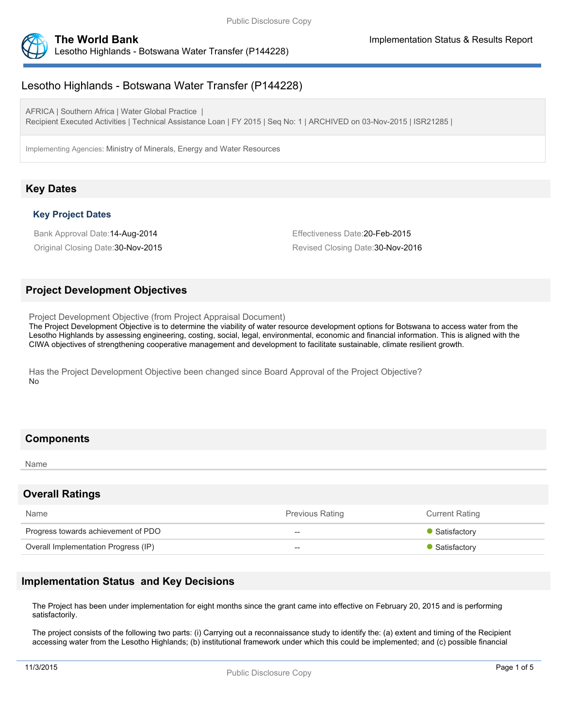# Lesotho Highlands - Botswana Water Transfer (P144228)

AFRICA | Southern Africa | Water Global Practice |
Recipient Executed Activities | Technical Assistance Loan | FY 2015 | Seq No: 1 | ARCHIVED on 03-Nov-2015 | ISR21285 |

Implementing Agencies: Ministry of Minerals, Energy and Water Resources

## Key Dates

### Key Project Dates

Bank Approval Date:14-Aug-2014

Effectiveness Date:20-Feb-2015

Original Closing Date:30-Nov-2015

Revised Closing Date:30-Nov-2016

## Project Development Objectives

Project Development Objective (from Project Appraisal Document)

The Project Development Objective is to determine the viability of water resource development options for Botswana to access water from the Lesotho Highlands by assessing engineering, costing, social, legal, environmental, economic and financial information. This is aligned with the CIWA objectives of strengthening cooperative management and development to facilitate sustainable, climate resilient growth.

Has the Project Development Objective been changed since Board Approval of the Project Objective?

No

## Components

Name

## Overall Ratings

| Name | Previous Rating | Current Rating |
| --- | --- | --- |
| Progress towards achievement of PDO | -- | Satisfactory |
| Overall Implementation Progress (IP) | -- | Satisfactory |

## Implementation Status and Key Decisions

The Project has been under implementation for eight months since the grant came into effective on February 20, 2015 and is performing satisfactorily.

The project consists of the following two parts: (i) Carrying out a reconnaissance study to identify the: (a) extent and timing of the Recipient accessing water from the Lesotho Highlands; (b) institutional framework under which this could be implemented; and (c) possible financial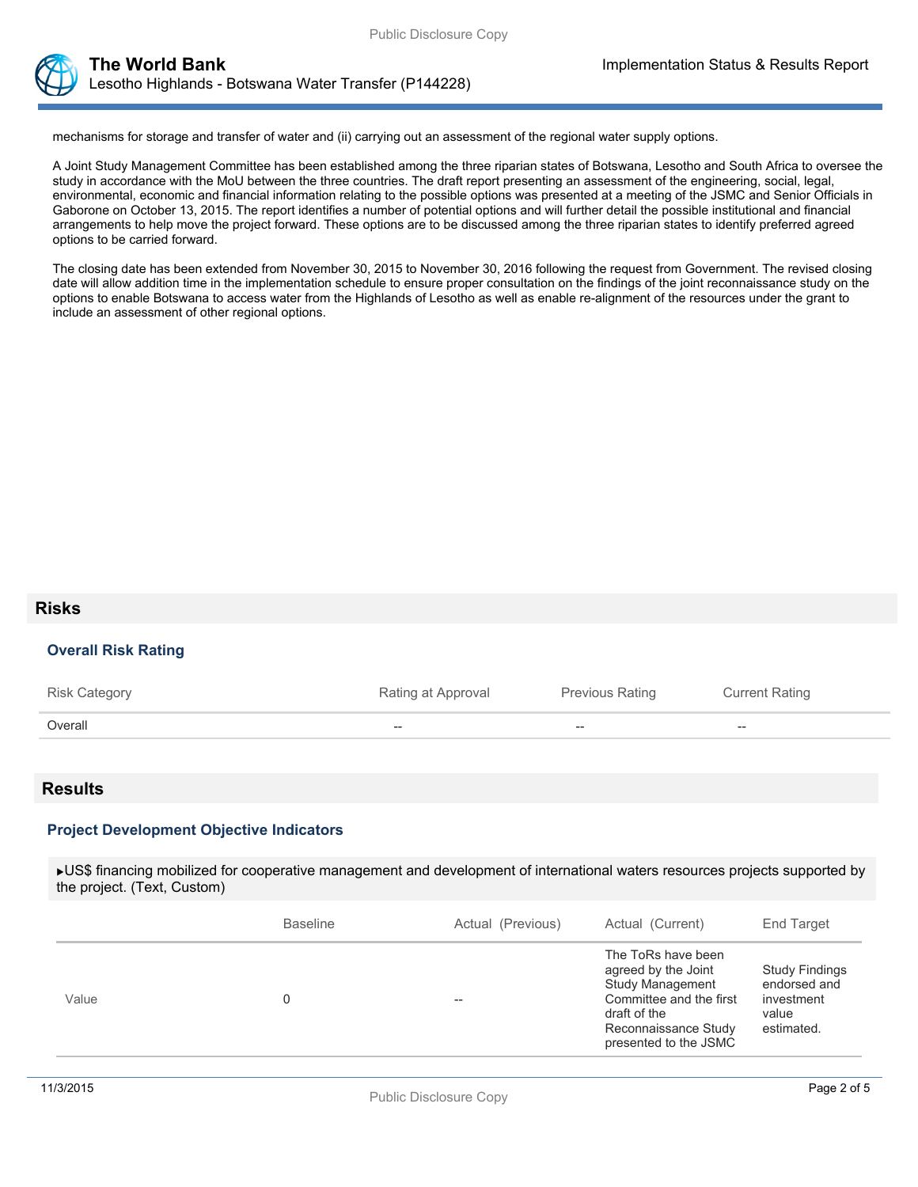mechanisms for storage and transfer of water and (ii) carrying out an assessment of the regional water supply options.

A Joint Study Management Committee has been established among the three riparian states of Botswana, Lesotho and South Africa to oversee the study in accordance with the MoU between the three countries. The draft report presenting an assessment of the engineering, social, legal, environmental, economic and financial information relating to the possible options was presented at a meeting of the JSMC and Senior Officials in Gaborone on October 13, 2015. The report identifies a number of potential options and will further detail the possible institutional and financial arrangements to help move the project forward. These options are to be discussed among the three riparian states to identify preferred agreed options to be carried forward.

The closing date has been extended from November 30, 2015 to November 30, 2016 following the request from Government. The revised closing date will allow addition time in the implementation schedule to ensure proper consultation on the findings of the joint reconnaissance study on the options to enable Botswana to access water from the Highlands of Lesotho as well as enable re-alignment of the resources under the grant to include an assessment of other regional options.

## Risks

### Overall Risk Rating

| Risk Category | Rating at Approval | Previous Rating | Current Rating |
|---|---|---|---|
| Overall | -- | -- | -- |

## Results

### Project Development Objective Indicators

▸US$ financing mobilized for cooperative management and development of international waters resources projects supported by the project. (Text, Custom)

| | Baseline | Actual (Previous) | Actual (Current) | End Target |
|---|---|---|---|---|
| Value | 0 | -- | The ToRs have been agreed by the Joint Study Management Committee and the first draft of the Reconnaissance Study presented to the JSMC | Study Findings endorsed and investment value estimated. |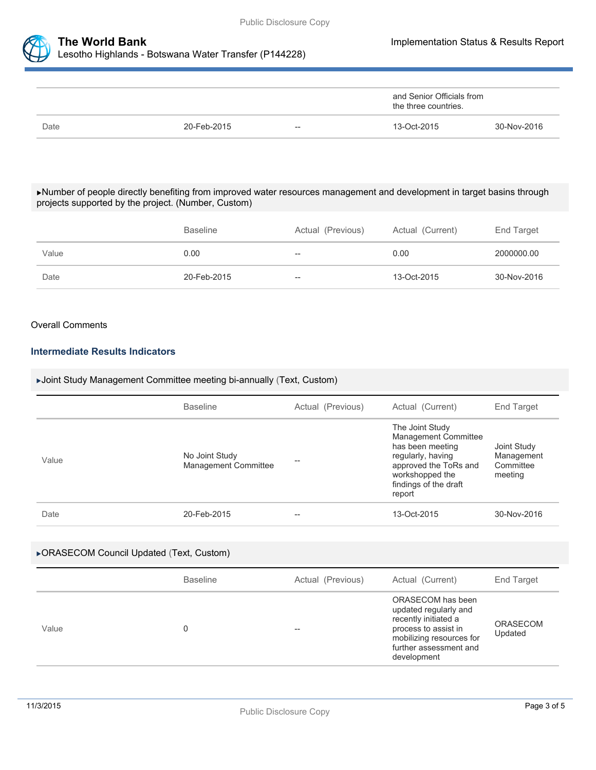| | | | | |
|---|---|---|---|---|
| | | | and Senior Officials from the three countries. | |
| Date | 20-Feb-2015 | -- | 13-Oct-2015 | 30-Nov-2016 |

▸Number of people directly benefiting from improved water resources management and development in target basins through projects supported by the project. (Number, Custom)

| | Baseline | Actual (Previous) | Actual (Current) | End Target |
|---|---|---|---|---|
| Value | 0.00 | -- | 0.00 | 2000000.00 |
| Date | 20-Feb-2015 | -- | 13-Oct-2015 | 30-Nov-2016 |

Overall Comments

### Intermediate Results Indicators

▸Joint Study Management Committee meeting bi-annually (Text, Custom)

| | Baseline | Actual (Previous) | Actual (Current) | End Target |
|---|---|---|---|---|
| Value | No Joint Study Management Committee | -- | The Joint Study Management Committee has been meeting regularly, having approved the ToRs and workshopped the findings of the draft report | Joint Study Management Committee meeting |
| Date | 20-Feb-2015 | -- | 13-Oct-2015 | 30-Nov-2016 |

▸ORASECOM Council Updated (Text, Custom)

| | Baseline | Actual (Previous) | Actual (Current) | End Target |
|---|---|---|---|---|
| Value | 0 | -- | ORASECOM has been updated regularly and recently initiated a process to assist in mobilizing resources for further assessment and development | ORASECOM Updated |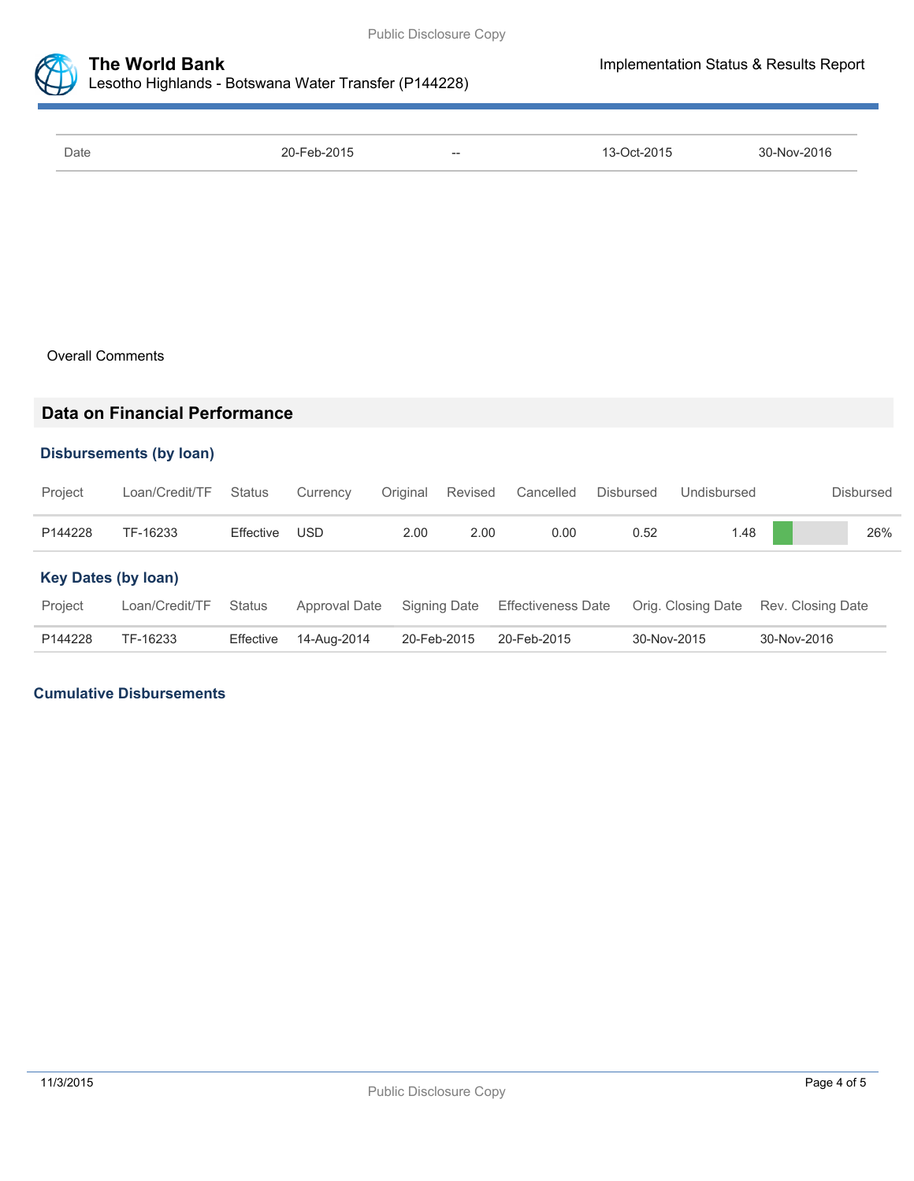| Date | 20-Feb-2015 | -- | 13-Oct-2015 | 30-Nov-2016 |
|---|---|---|---|---|

Overall Comments

## Data on Financial Performance

### Disbursements (by loan)

| Project | Loan/Credit/TF | Status | Currency | Original | Revised | Cancelled | Disbursed | Undisbursed | Disbursed |
|---|---|---|---|---|---|---|---|---|---|
| P144228 | TF-16233 | Effective | USD | 2.00 | 2.00 | 0.00 | 0.52 | 1.48 | 26% |

### Key Dates (by loan)

| Project | Loan/Credit/TF | Status | Approval Date | Signing Date | Effectiveness Date | Orig. Closing Date | Rev. Closing Date |
|---|---|---|---|---|---|---|---|
| P144228 | TF-16233 | Effective | 14-Aug-2014 | 20-Feb-2015 | 20-Feb-2015 | 30-Nov-2015 | 30-Nov-2016 |

### Cumulative Disbursements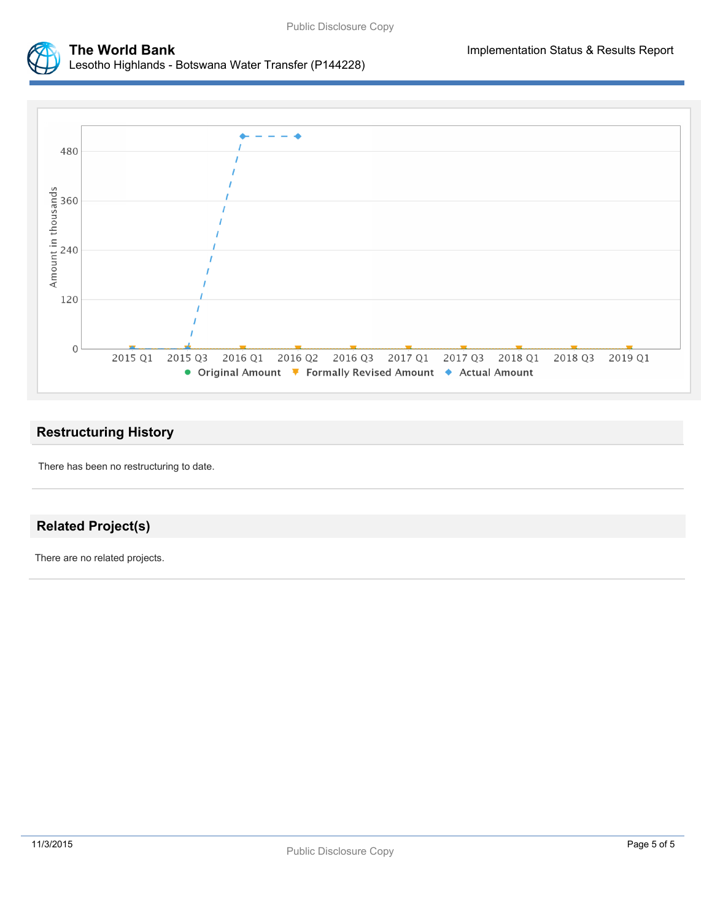Amount in thousands

480

360

240

120

0

2015 Q1 2015 Q3 2016 Q1 2016 Q2 2016 Q3 2017 Q1 2017 Q3 2018 Q1 2018 Q3 2019 Q1

Original Amount   Formally Revised Amount   Actual Amount

## Restructuring History

There has been no restructuring to date.

## Related Project(s)

There are no related projects.